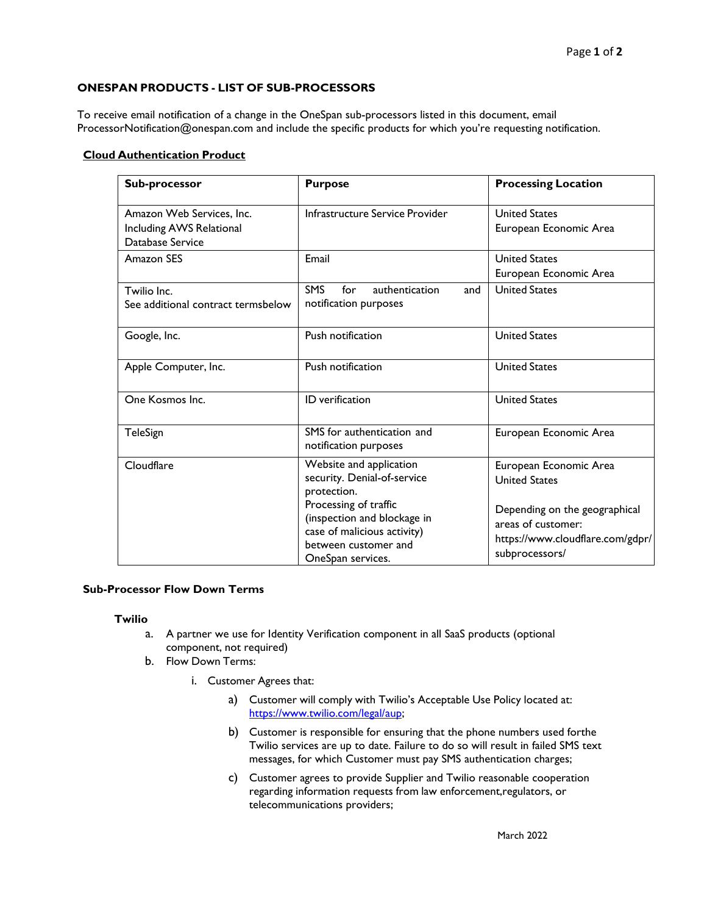### ONESPAN PRODUCTS - LIST OF SUB-PROCESSORS

To receive email notification of a change in the OneSpan sub-processors listed in this document, email ProcessorNotification@onespan.com and include the specific products for which you're requesting notification.

**Cloud Authentication Product**

| Sub-processor | Purpose | Processing Location |
|---|---|---|
| Amazon Web Services, Inc. Including AWS Relational Database Service | Infrastructure Service Provider | United States<br>European Economic Area |
| Amazon SES | Email | United States<br>European Economic Area |
| Twilio Inc.<br>See additional contract termsbelow | SMS for authentication and notification purposes | United States |
| Google, Inc. | Push notification | United States |
| Apple Computer, Inc. | Push notification | United States |
| One Kosmos Inc. | ID verification | United States |
| TeleSign | SMS for authentication and notification purposes | European Economic Area |
| Cloudflare | Website and application security. Denial-of-service protection.<br>Processing of traffic (inspection and blockage in case of malicious activity) between customer and OneSpan services. | European Economic Area<br>United States<br><br>Depending on the geographical areas of customer: https://www.cloudflare.com/gdpr/subprocessors/ |

**Sub-Processor Flow Down Terms**

**Twilio**

a. A partner we use for Identity Verification component in all SaaS products (optional component, not required)
b. Flow Down Terms:
   i. Customer Agrees that:
      a) Customer will comply with Twilio's Acceptable Use Policy located at: https://www.twilio.com/legal/aup;
      b) Customer is responsible for ensuring that the phone numbers used forthe Twilio services are up to date. Failure to do so will result in failed SMS text messages, for which Customer must pay SMS authentication charges;
      c) Customer agrees to provide Supplier and Twilio reasonable cooperation regarding information requests from law enforcement,regulators, or telecommunications providers;

March 2022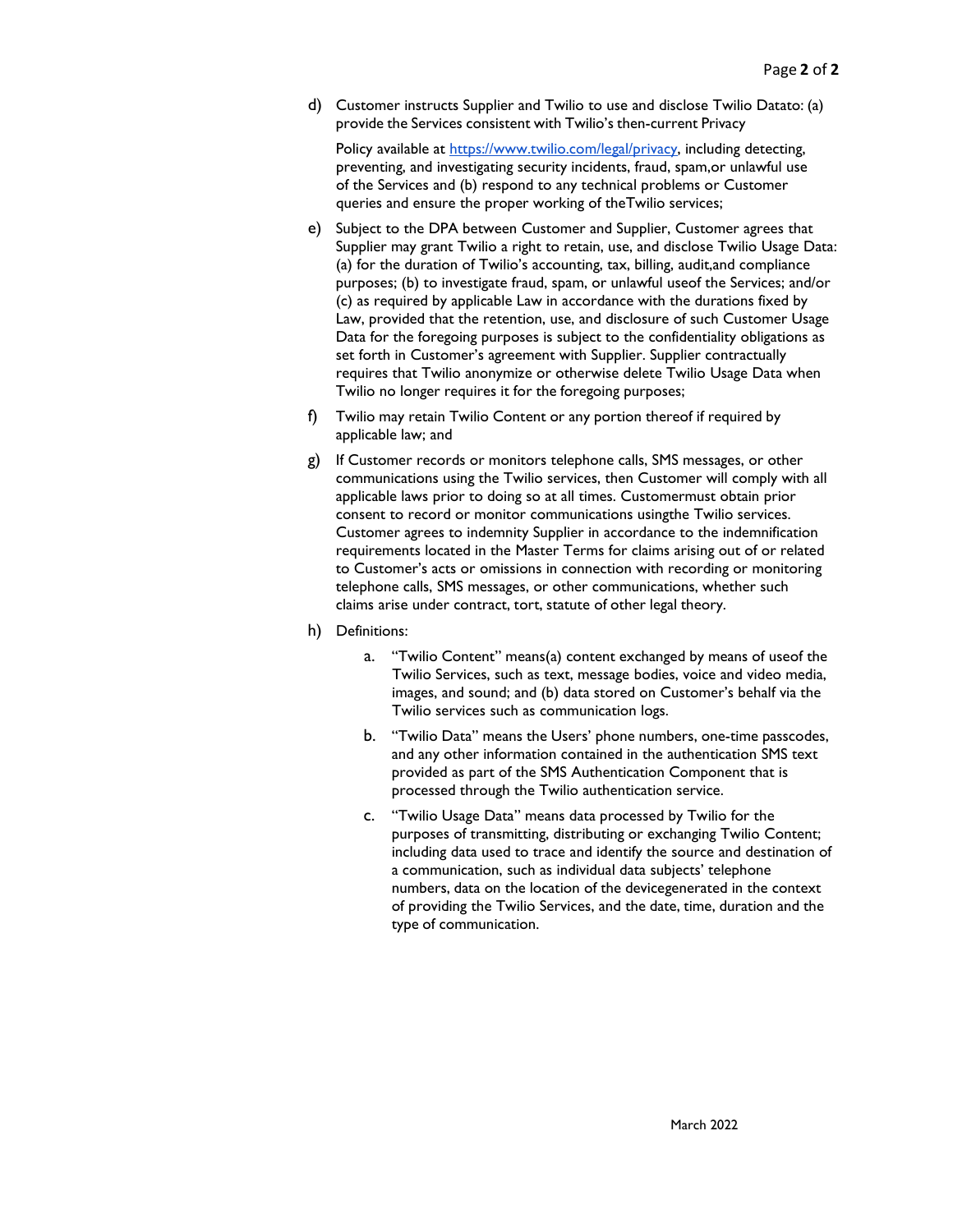d) Customer instructs Supplier and Twilio to use and disclose Twilio Datato: (a) provide the Services consistent with Twilio's then-current Privacy

   Policy available at [https://www.twilio.com/legal/privacy](https://www.twilio.com/legal/privacy), including detecting, preventing, and investigating security incidents, fraud, spam,or unlawful use of the Services and (b) respond to any technical problems or Customer queries and ensure the proper working of theTwilio services;

e) Subject to the DPA between Customer and Supplier, Customer agrees that Supplier may grant Twilio a right to retain, use, and disclose Twilio Usage Data: (a) for the duration of Twilio's accounting, tax, billing, audit,and compliance purposes; (b) to investigate fraud, spam, or unlawful useof the Services; and/or (c) as required by applicable Law in accordance with the durations fixed by Law, provided that the retention, use, and disclosure of such Customer Usage Data for the foregoing purposes is subject to the confidentiality obligations as set forth in Customer's agreement with Supplier. Supplier contractually requires that Twilio anonymize or otherwise delete Twilio Usage Data when Twilio no longer requires it for the foregoing purposes;

f) Twilio may retain Twilio Content or any portion thereof if required by applicable law; and

g) If Customer records or monitors telephone calls, SMS messages, or other communications using the Twilio services, then Customer will comply with all applicable laws prior to doing so at all times. Customermust obtain prior consent to record or monitor communications usingthe Twilio services. Customer agrees to indemnity Supplier in accordance to the indemnification requirements located in the Master Terms for claims arising out of or related to Customer's acts or omissions in connection with recording or monitoring telephone calls, SMS messages, or other communications, whether such claims arise under contract, tort, statute of other legal theory.

h) Definitions:

   a. "Twilio Content" means(a) content exchanged by means of useof the Twilio Services, such as text, message bodies, voice and video media, images, and sound; and (b) data stored on Customer's behalf via the Twilio services such as communication logs.

   b. "Twilio Data" means the Users' phone numbers, one-time passcodes, and any other information contained in the authentication SMS text provided as part of the SMS Authentication Component that is processed through the Twilio authentication service.

   c. "Twilio Usage Data" means data processed by Twilio for the purposes of transmitting, distributing or exchanging Twilio Content; including data used to trace and identify the source and destination of a communication, such as individual data subjects' telephone numbers, data on the location of the devicegenerated in the context of providing the Twilio Services, and the date, time, duration and the type of communication.

March 2022